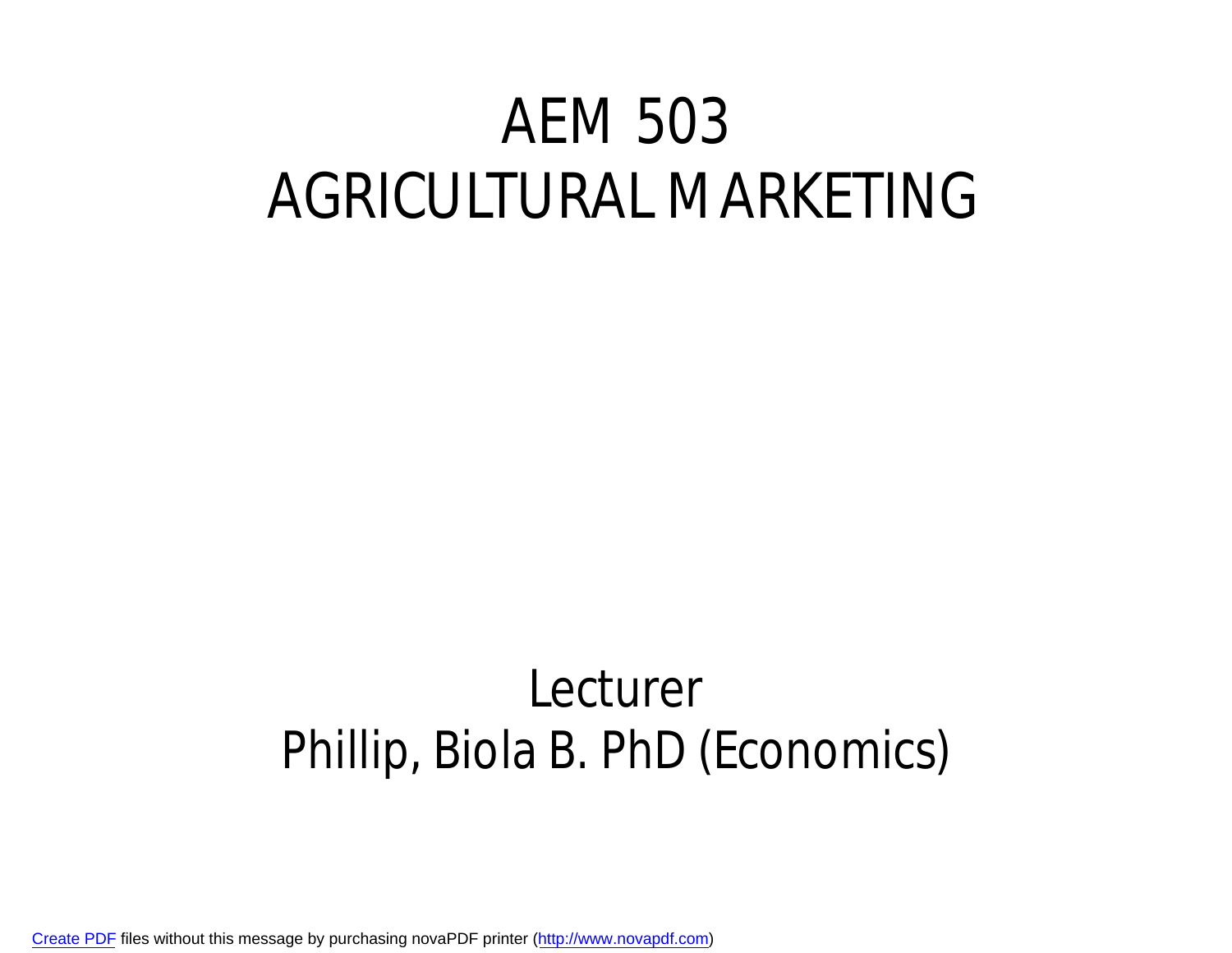# AEM 503
# AGRICULTURAL MARKETING

Lecturer

Phillip, Biola B. PhD (Economics)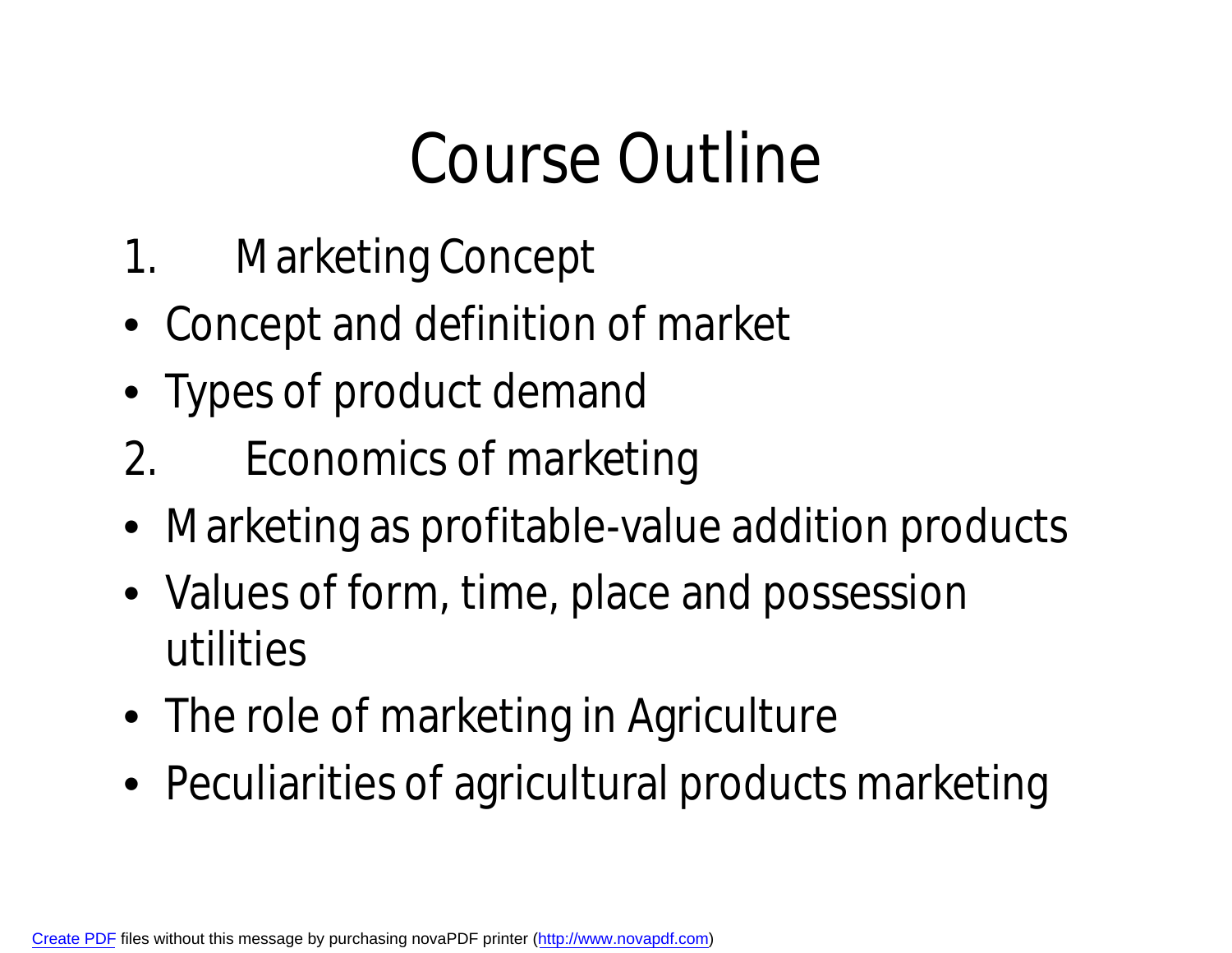# Course Outline

1. Marketing Concept

- Concept and definition of market
- Types of product demand

2. Economics of marketing

- Marketing as profitable-value addition products
- Values of form, time, place and possession utilities
- The role of marketing in Agriculture
- Peculiarities of agricultural products marketing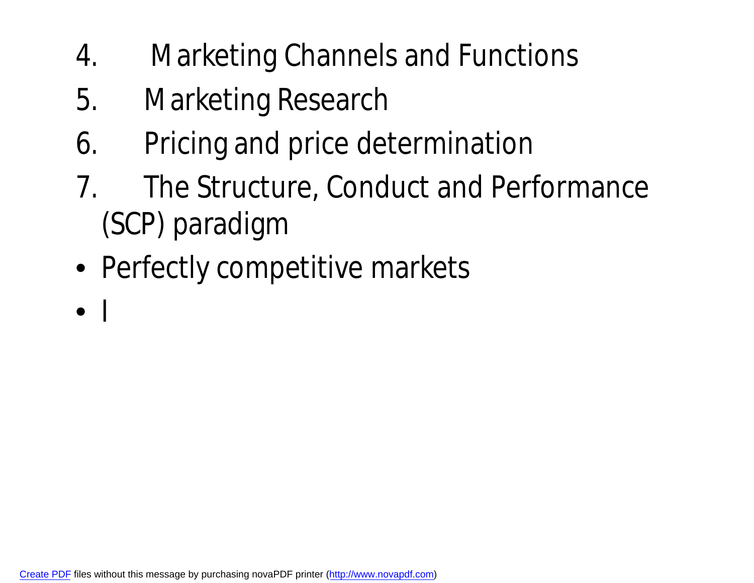4. Marketing Channels and Functions
5. Marketing Research
6. Pricing and price determination
7. The Structure, Conduct and Performance (SCP) paradigm

- Perfectly competitive markets
- I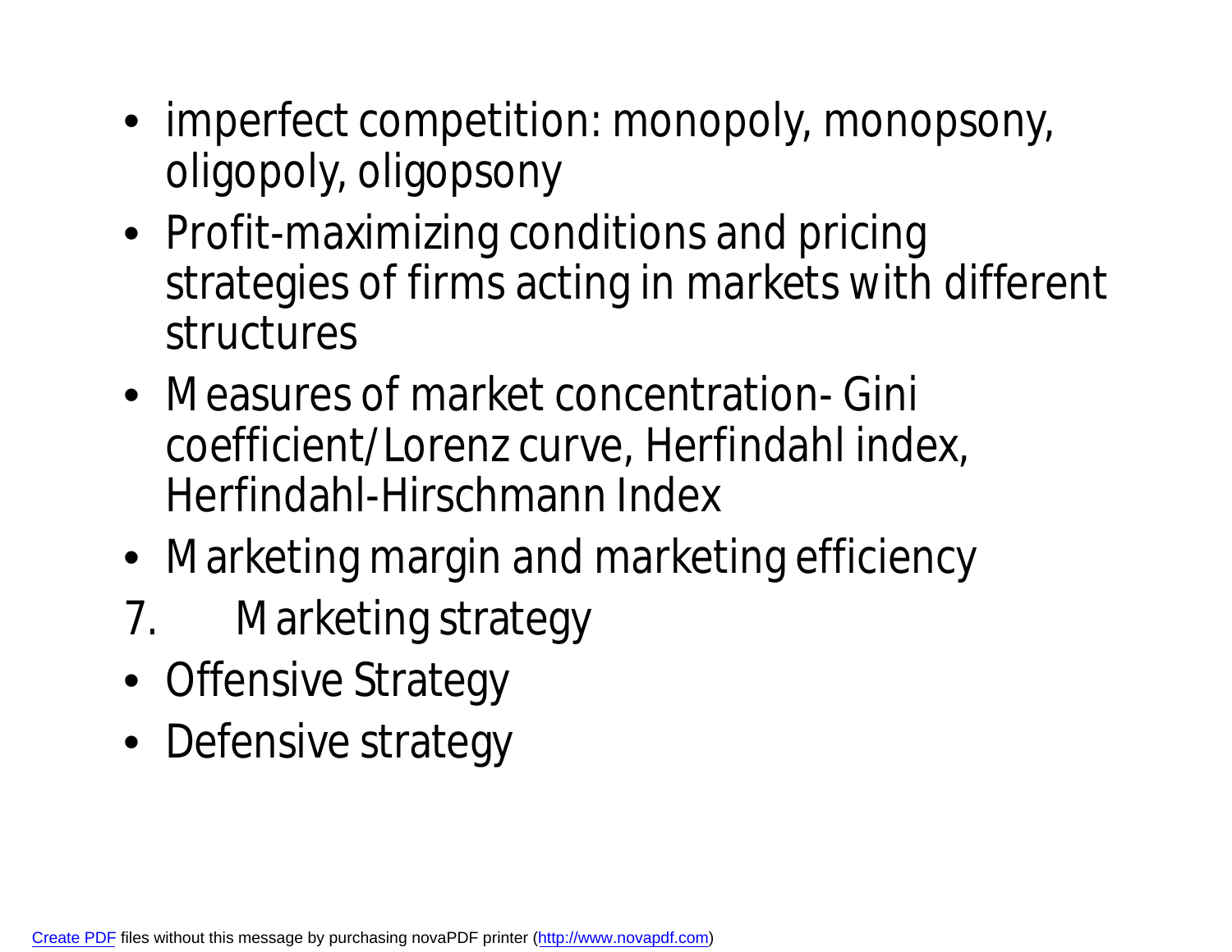- imperfect competition: monopoly, monopsony, oligopoly, oligopsony
- Profit-maximizing conditions and pricing strategies of firms acting in markets with different structures
- Measures of market concentration- Gini coefficient/Lorenz curve, Herfindahl index, Herfindahl-Hirschmann Index
- Marketing margin and marketing efficiency

7. Marketing strategy

- Offensive Strategy
- Defensive strategy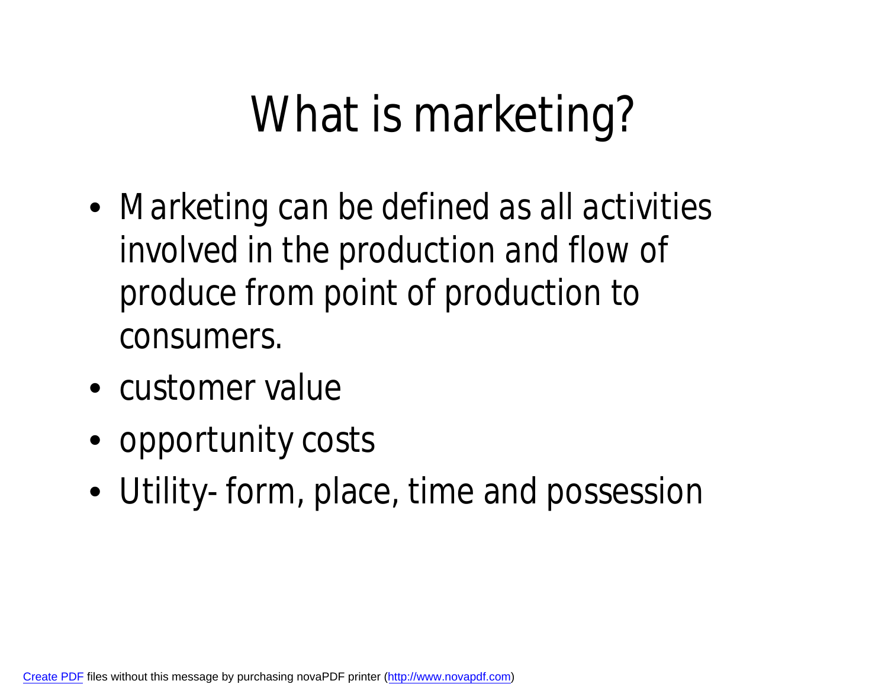# What is marketing?

- Marketing can be defined as all activities involved in the production and flow of produce from point of production to consumers.
- customer value
- opportunity costs
- Utility- form, place, time and possession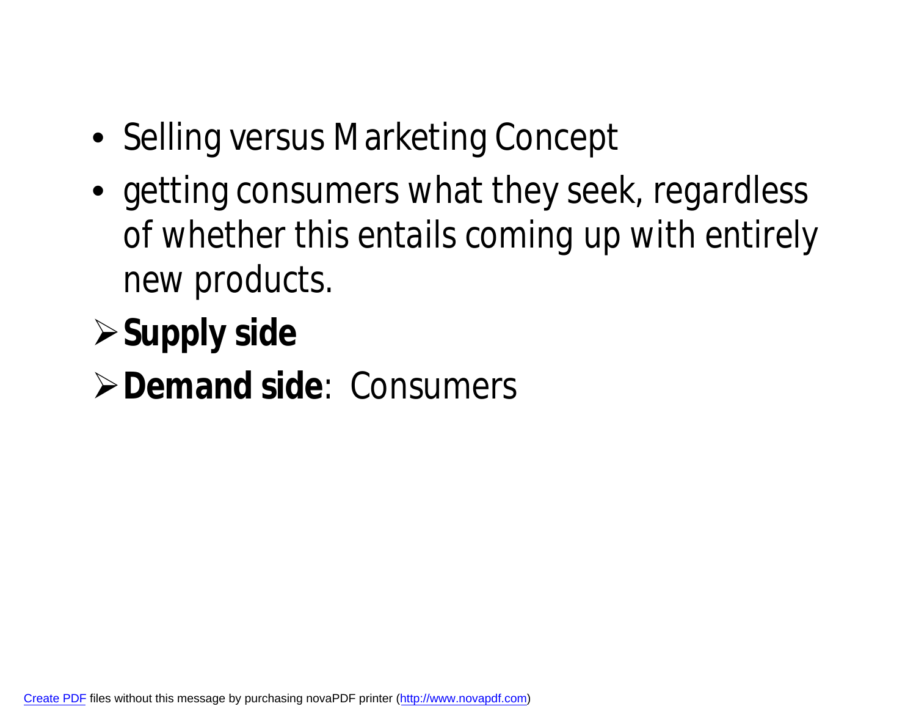- Selling versus Marketing Concept
- getting consumers what they seek, regardless of whether this entails coming up with entirely new products.

- **Supply side**
- **Demand side**: Consumers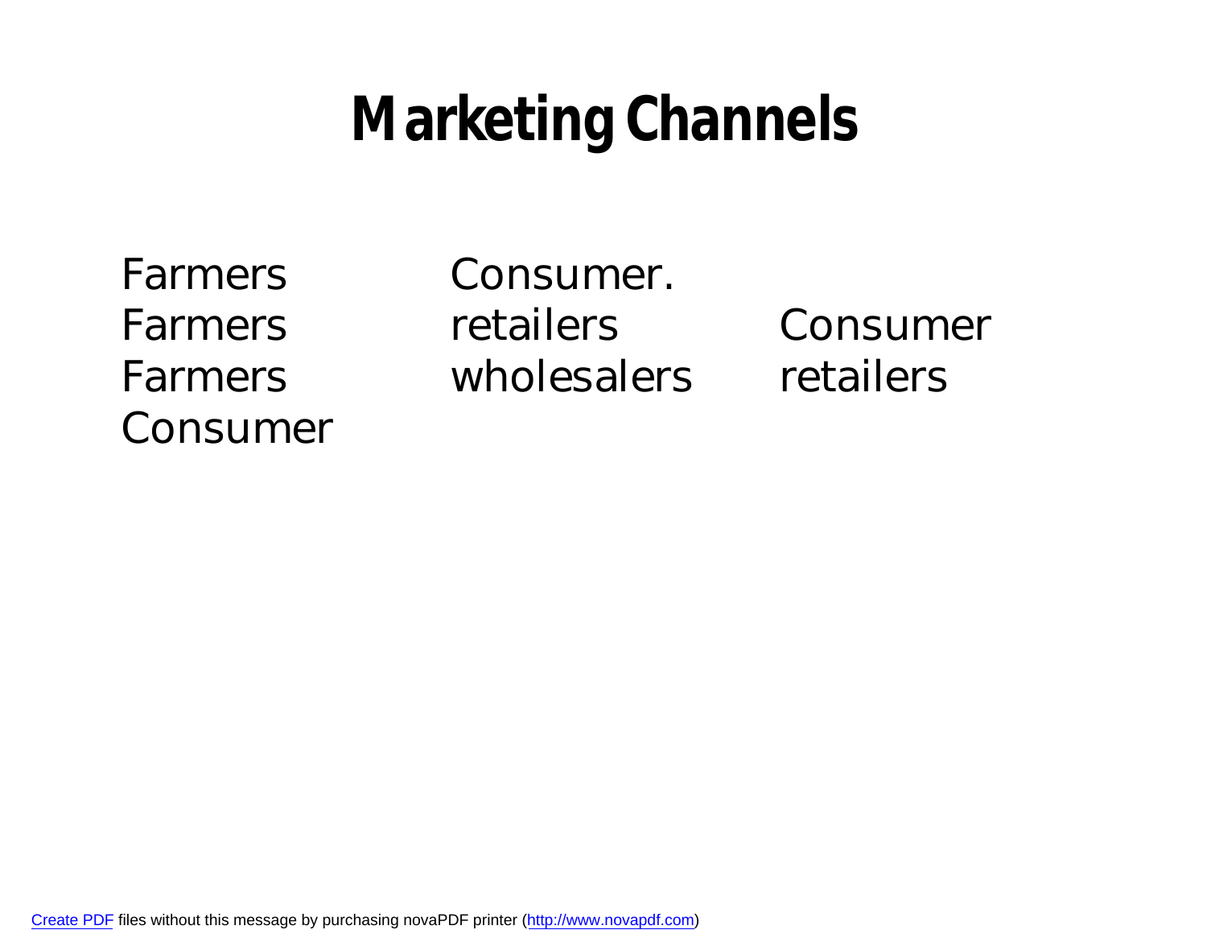# Marketing Channels

Farmers Consumer.

Farmers retailers Consumer

Farmers wholesalers retailers

Consumer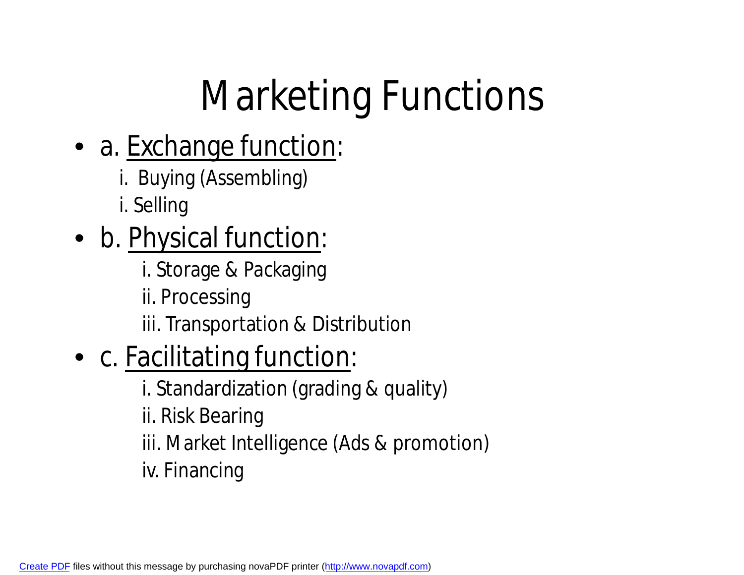# Marketing Functions

- a. <u>Exchange function</u>:
  - i. Buying (Assembling)
  - i. Selling
- b. <u>Physical function</u>:
  - i. Storage & Packaging
  - ii. Processing
  - iii. Transportation & Distribution
- c. <u>Facilitating function</u>:
  - i. Standardization (grading & quality)
  - ii. Risk Bearing
  - iii. Market Intelligence (Ads & promotion)
  - iv. Financing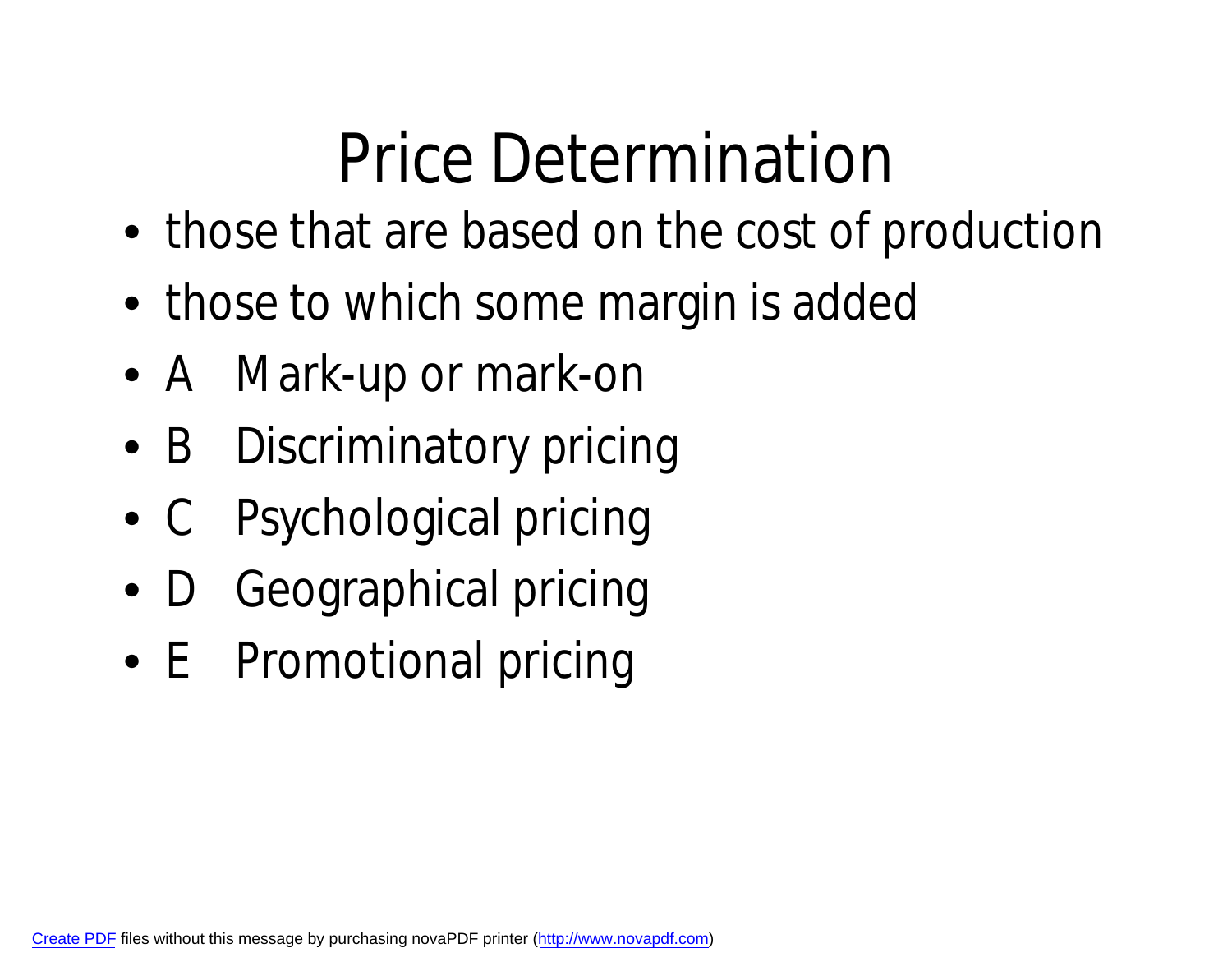# Price Determination

- those that are based on the cost of production
- those to which some margin is added
- A Mark-up or mark-on
- B Discriminatory pricing
- C Psychological pricing
- D Geographical pricing
- E Promotional pricing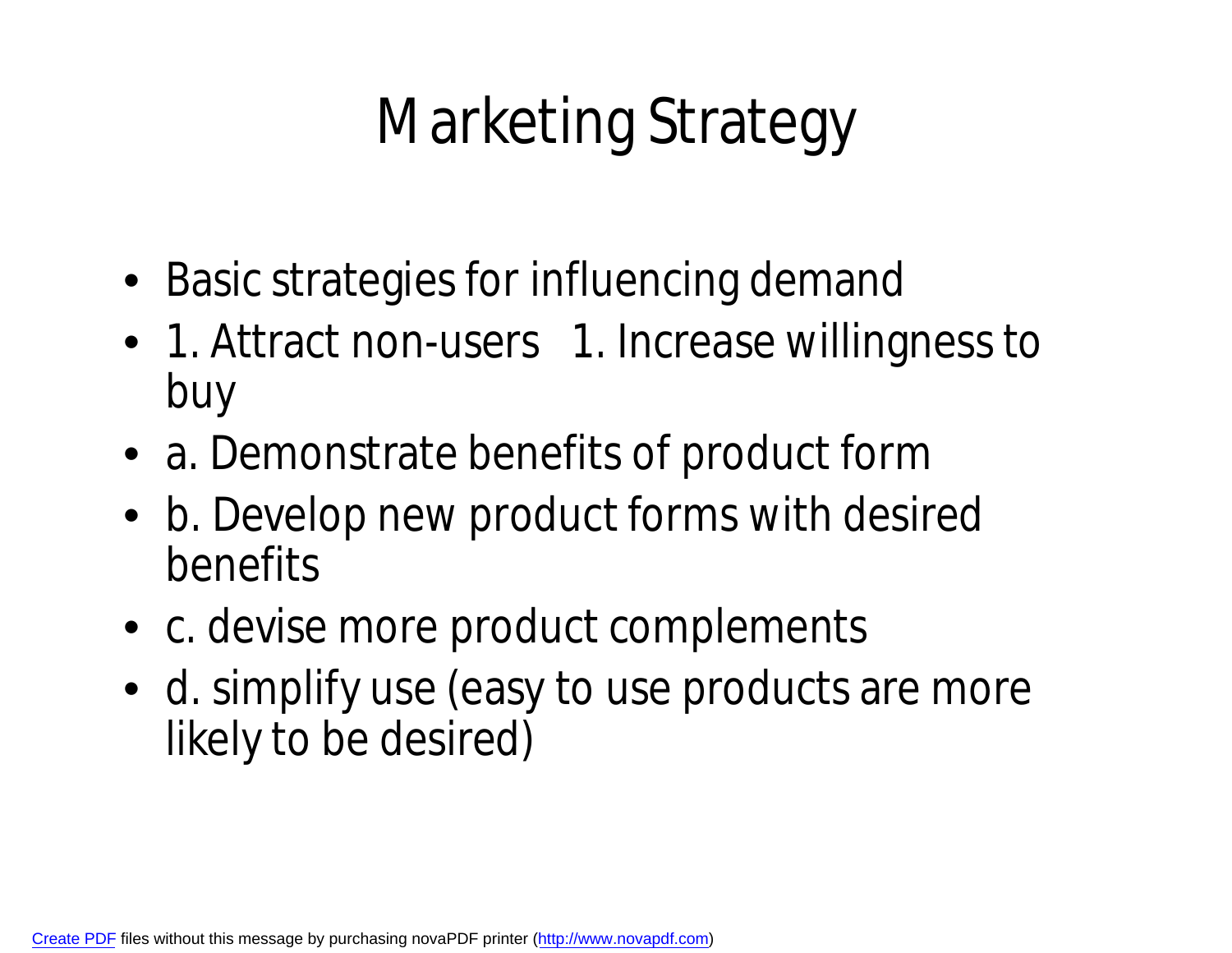# Marketing Strategy

- Basic strategies for influencing demand
- 1. Attract non-users   1. Increase willingness to buy
- a. Demonstrate benefits of product form
- b. Develop new product forms with desired benefits
- c. devise more product complements
- d. simplify use (easy to use products are more likely to be desired)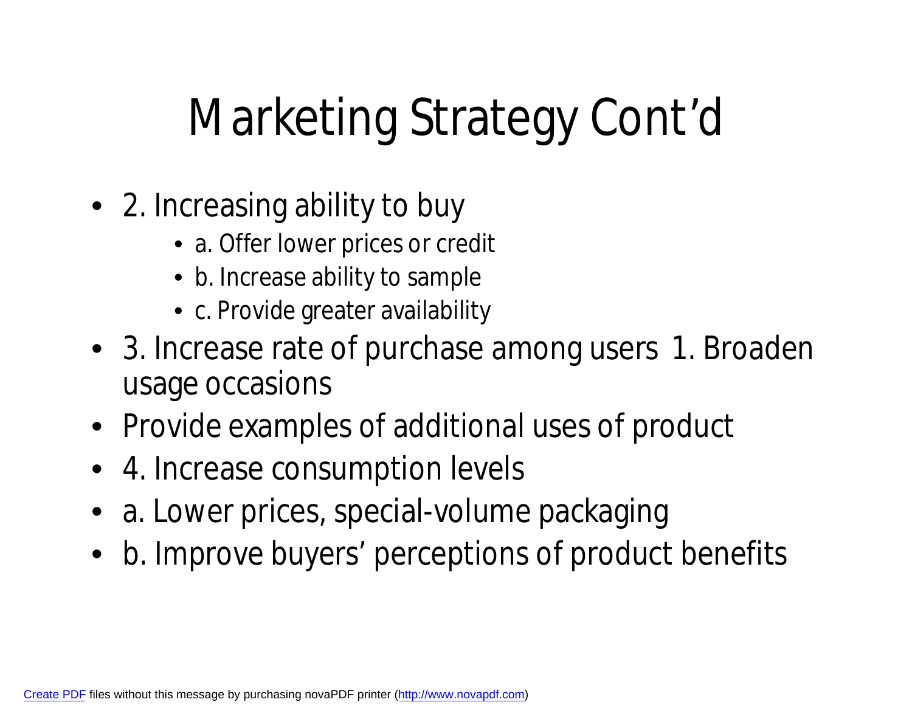# Marketing Strategy Cont'd

- 2. Increasing ability to buy
  - a. Offer lower prices or credit
  - b. Increase ability to sample
  - c. Provide greater availability
- 3. Increase rate of purchase among users 1. Broaden usage occasions
- Provide examples of additional uses of product
- 4. Increase consumption levels
- a. Lower prices, special-volume packaging
- b. Improve buyers' perceptions of product benefits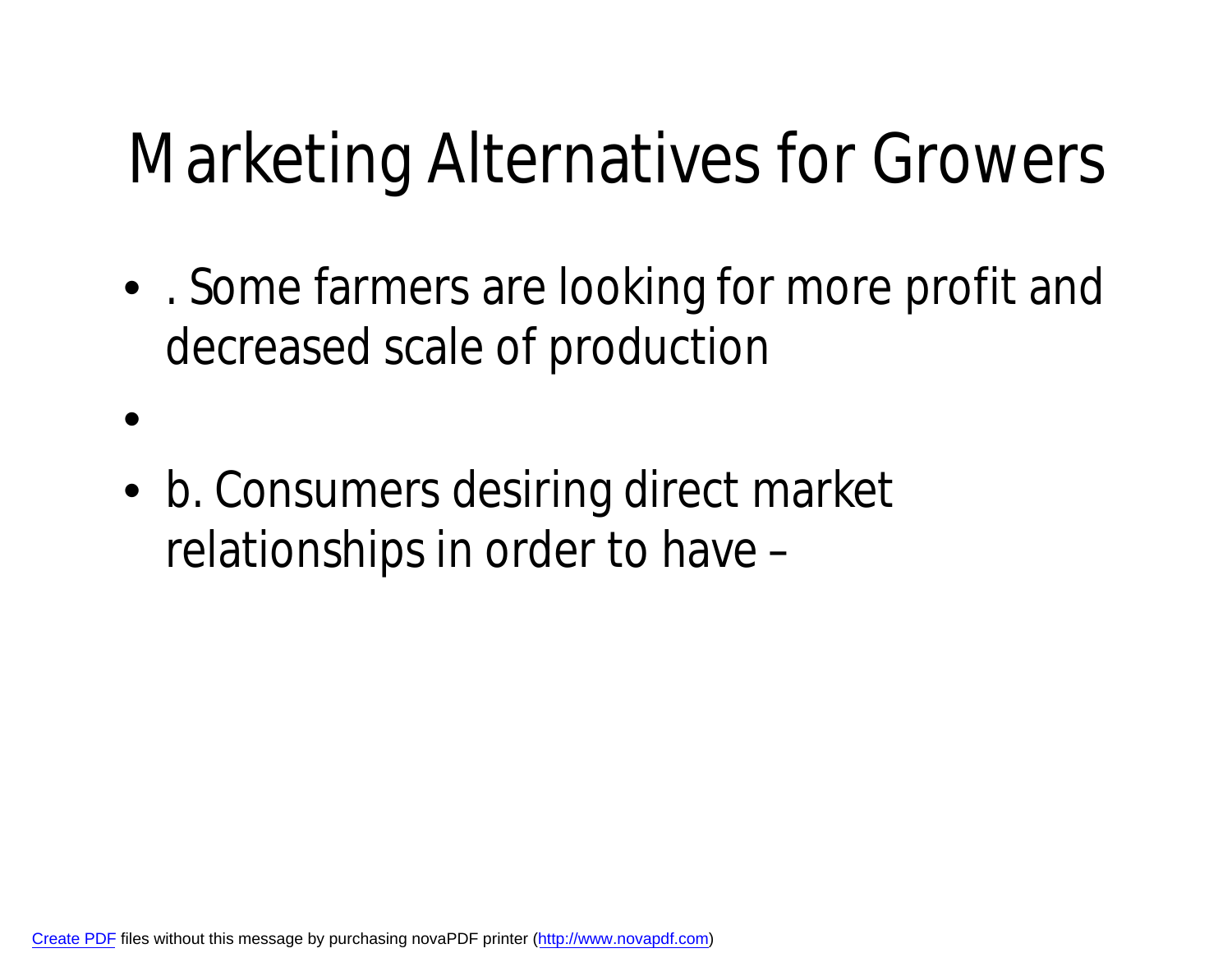# Marketing Alternatives for Growers

- . Some farmers are looking for more profit and decreased scale of production
- 
- b. Consumers desiring direct market relationships in order to have –